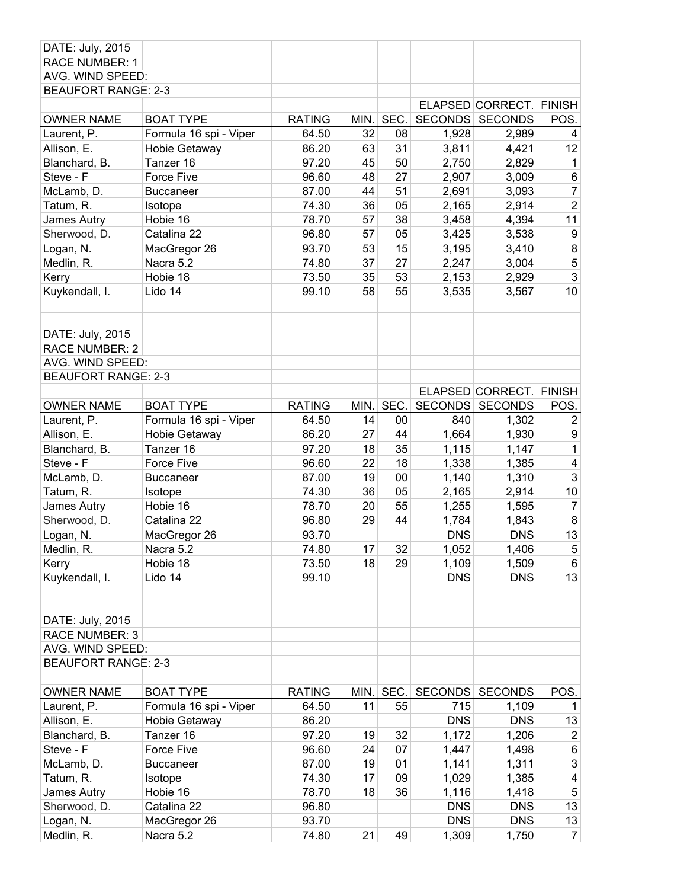DATE: July, 2015
RACE NUMBER: 1
AVG. WIND SPEED:
BEAUFORT RANGE: 2-3

| | | | | | ELAPSED | CORRECT. | FINISH |
|---|---|---|---|---|---|---|---|
| OWNER NAME | BOAT TYPE | RATING | MIN. | SEC. | SECONDS | SECONDS | POS. |
| Laurent, P. | Formula 16 spi - Viper | 64.50 | 32 | 08 | 1,928 | 2,989 | 4 |
| Allison, E. | Hobie Getaway | 86.20 | 63 | 31 | 3,811 | 4,421 | 12 |
| Blanchard, B. | Tanzer 16 | 97.20 | 45 | 50 | 2,750 | 2,829 | 1 |
| Steve - F | Force Five | 96.60 | 48 | 27 | 2,907 | 3,009 | 6 |
| McLamb, D. | Buccaneer | 87.00 | 44 | 51 | 2,691 | 3,093 | 7 |
| Tatum, R. | Isotope | 74.30 | 36 | 05 | 2,165 | 2,914 | 2 |
| James Autry | Hobie 16 | 78.70 | 57 | 38 | 3,458 | 4,394 | 11 |
| Sherwood, D. | Catalina 22 | 96.80 | 57 | 05 | 3,425 | 3,538 | 9 |
| Logan, N. | MacGregor 26 | 93.70 | 53 | 15 | 3,195 | 3,410 | 8 |
| Medlin, R. | Nacra 5.2 | 74.80 | 37 | 27 | 2,247 | 3,004 | 5 |
| Kerry | Hobie 18 | 73.50 | 35 | 53 | 2,153 | 2,929 | 3 |
| Kuykendall, I. | Lido 14 | 99.10 | 58 | 55 | 3,535 | 3,567 | 10 |

DATE: July, 2015
RACE NUMBER: 2
AVG. WIND SPEED:
BEAUFORT RANGE: 2-3

| | | | | | ELAPSED | CORRECT. | FINISH |
|---|---|---|---|---|---|---|---|
| OWNER NAME | BOAT TYPE | RATING | MIN. | SEC. | SECONDS | SECONDS | POS. |
| Laurent, P. | Formula 16 spi - Viper | 64.50 | 14 | 00 | 840 | 1,302 | 2 |
| Allison, E. | Hobie Getaway | 86.20 | 27 | 44 | 1,664 | 1,930 | 9 |
| Blanchard, B. | Tanzer 16 | 97.20 | 18 | 35 | 1,115 | 1,147 | 1 |
| Steve - F | Force Five | 96.60 | 22 | 18 | 1,338 | 1,385 | 4 |
| McLamb, D. | Buccaneer | 87.00 | 19 | 00 | 1,140 | 1,310 | 3 |
| Tatum, R. | Isotope | 74.30 | 36 | 05 | 2,165 | 2,914 | 10 |
| James Autry | Hobie 16 | 78.70 | 20 | 55 | 1,255 | 1,595 | 7 |
| Sherwood, D. | Catalina 22 | 96.80 | 29 | 44 | 1,784 | 1,843 | 8 |
| Logan, N. | MacGregor 26 | 93.70 | | | DNS | DNS | 13 |
| Medlin, R. | Nacra 5.2 | 74.80 | 17 | 32 | 1,052 | 1,406 | 5 |
| Kerry | Hobie 18 | 73.50 | 18 | 29 | 1,109 | 1,509 | 6 |
| Kuykendall, I. | Lido 14 | 99.10 | | | DNS | DNS | 13 |

DATE: July, 2015
RACE NUMBER: 3
AVG. WIND SPEED:
BEAUFORT RANGE: 2-3

| OWNER NAME | BOAT TYPE | RATING | MIN. | SEC. | SECONDS | SECONDS | POS. |
|---|---|---|---|---|---|---|---|
| Laurent, P. | Formula 16 spi - Viper | 64.50 | 11 | 55 | 715 | 1,109 | 1 |
| Allison, E. | Hobie Getaway | 86.20 | | | DNS | DNS | 13 |
| Blanchard, B. | Tanzer 16 | 97.20 | 19 | 32 | 1,172 | 1,206 | 2 |
| Steve - F | Force Five | 96.60 | 24 | 07 | 1,447 | 1,498 | 6 |
| McLamb, D. | Buccaneer | 87.00 | 19 | 01 | 1,141 | 1,311 | 3 |
| Tatum, R. | Isotope | 74.30 | 17 | 09 | 1,029 | 1,385 | 4 |
| James Autry | Hobie 16 | 78.70 | 18 | 36 | 1,116 | 1,418 | 5 |
| Sherwood, D. | Catalina 22 | 96.80 | | | DNS | DNS | 13 |
| Logan, N. | MacGregor 26 | 93.70 | | | DNS | DNS | 13 |
| Medlin, R. | Nacra 5.2 | 74.80 | 21 | 49 | 1,309 | 1,750 | 7 |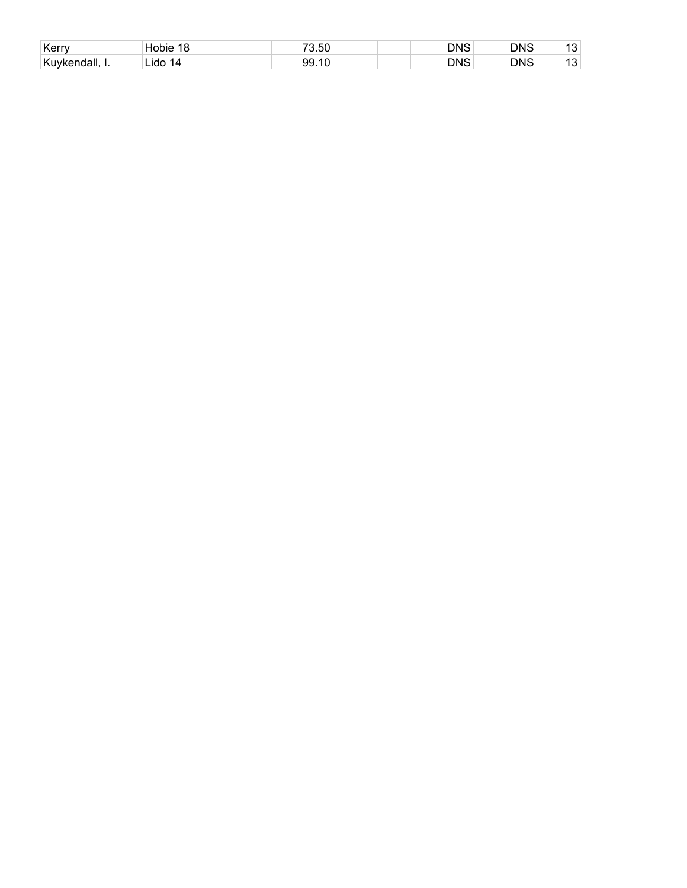| | | | | | | | |
|---|---|---|---|---|---|---|---|
| Kerry | Hobie 18 | 73.50 | | | DNS | DNS | 13 |
| Kuykendall, I. | Lido 14 | 99.10 | | | DNS | DNS | 13 |